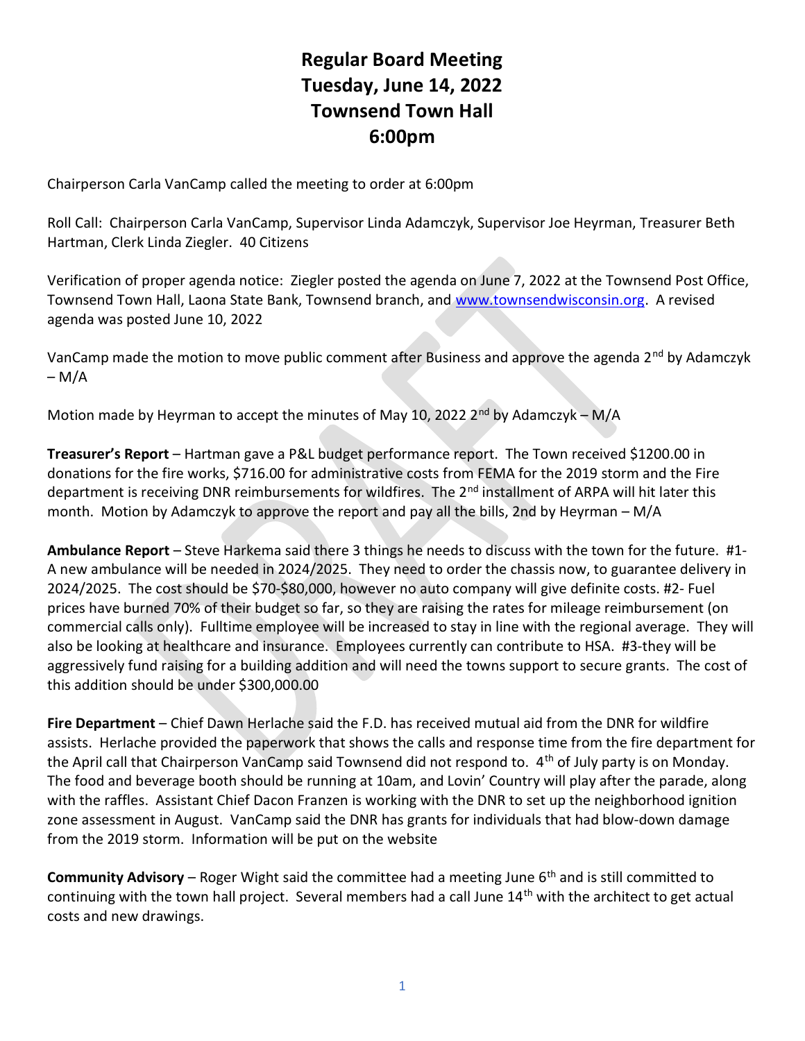# Regular Board Meeting
# Tuesday, June 14, 2022
# Townsend Town Hall
# 6:00pm

Chairperson Carla VanCamp called the meeting to order at 6:00pm

Roll Call: Chairperson Carla VanCamp, Supervisor Linda Adamczyk, Supervisor Joe Heyrman, Treasurer Beth Hartman, Clerk Linda Ziegler. 40 Citizens

Verification of proper agenda notice: Ziegler posted the agenda on June 7, 2022 at the Townsend Post Office, Townsend Town Hall, Laona State Bank, Townsend branch, and www.townsendwisconsin.org. A revised agenda was posted June 10, 2022

VanCamp made the motion to move public comment after Business and approve the agenda 2nd by Adamczyk – M/A

Motion made by Heyrman to accept the minutes of May 10, 2022 2nd by Adamczyk – M/A

**Treasurer's Report** – Hartman gave a P&L budget performance report. The Town received $1200.00 in donations for the fire works, $716.00 for administrative costs from FEMA for the 2019 storm and the Fire department is receiving DNR reimbursements for wildfires. The 2nd installment of ARPA will hit later this month. Motion by Adamczyk to approve the report and pay all the bills, 2nd by Heyrman – M/A

**Ambulance Report** – Steve Harkema said there 3 things he needs to discuss with the town for the future. #1- A new ambulance will be needed in 2024/2025. They need to order the chassis now, to guarantee delivery in 2024/2025. The cost should be $70-$80,000, however no auto company will give definite costs. #2- Fuel prices have burned 70% of their budget so far, so they are raising the rates for mileage reimbursement (on commercial calls only). Fulltime employee will be increased to stay in line with the regional average. They will also be looking at healthcare and insurance. Employees currently can contribute to HSA. #3-they will be aggressively fund raising for a building addition and will need the towns support to secure grants. The cost of this addition should be under $300,000.00

**Fire Department** – Chief Dawn Herlache said the F.D. has received mutual aid from the DNR for wildfire assists. Herlache provided the paperwork that shows the calls and response time from the fire department for the April call that Chairperson VanCamp said Townsend did not respond to. 4th of July party is on Monday. The food and beverage booth should be running at 10am, and Lovin' Country will play after the parade, along with the raffles. Assistant Chief Dacon Franzen is working with the DNR to set up the neighborhood ignition zone assessment in August. VanCamp said the DNR has grants for individuals that had blow-down damage from the 2019 storm. Information will be put on the website

**Community Advisory** – Roger Wight said the committee had a meeting June 6th and is still committed to continuing with the town hall project. Several members had a call June 14th with the architect to get actual costs and new drawings.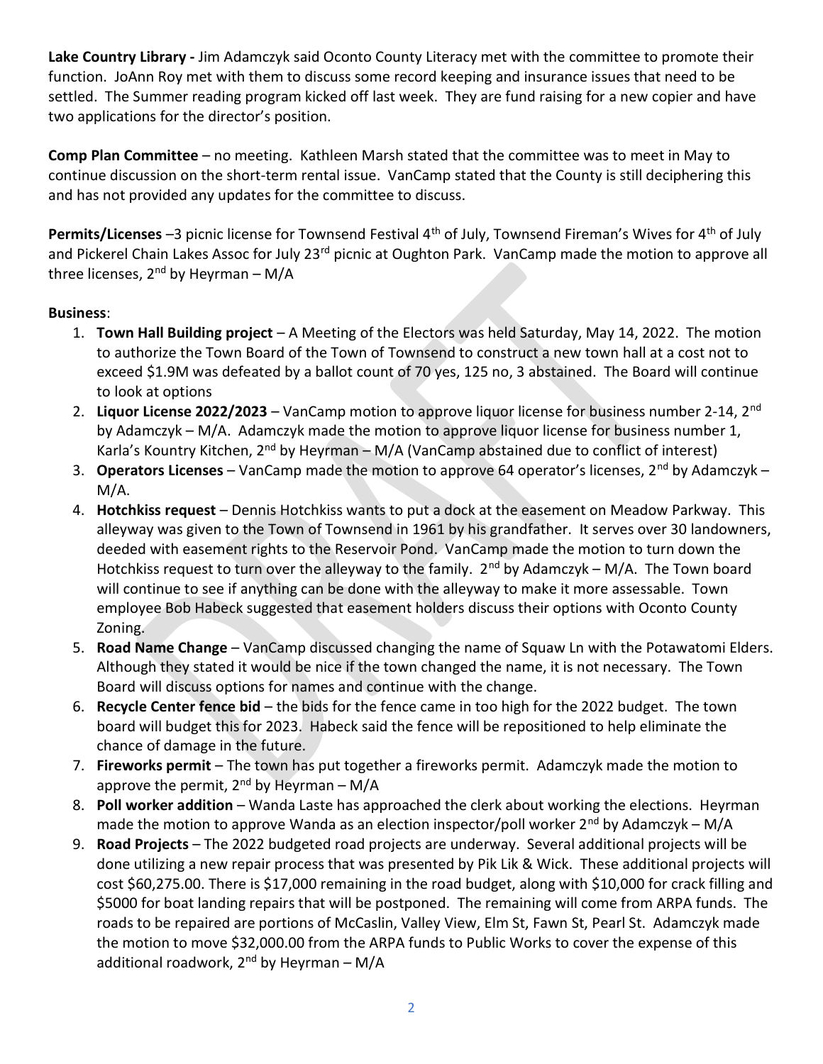**Lake Country Library -** Jim Adamczyk said Oconto County Literacy met with the committee to promote their function. JoAnn Roy met with them to discuss some record keeping and insurance issues that need to be settled. The Summer reading program kicked off last week. They are fund raising for a new copier and have two applications for the director's position.

**Comp Plan Committee** – no meeting. Kathleen Marsh stated that the committee was to meet in May to continue discussion on the short-term rental issue. VanCamp stated that the County is still deciphering this and has not provided any updates for the committee to discuss.

**Permits/Licenses** –3 picnic license for Townsend Festival 4th of July, Townsend Fireman's Wives for 4th of July and Pickerel Chain Lakes Assoc for July 23rd picnic at Oughton Park. VanCamp made the motion to approve all three licenses, 2nd by Heyrman – M/A

**Business**:

1. **Town Hall Building project** – A Meeting of the Electors was held Saturday, May 14, 2022. The motion to authorize the Town Board of the Town of Townsend to construct a new town hall at a cost not to exceed $1.9M was defeated by a ballot count of 70 yes, 125 no, 3 abstained. The Board will continue to look at options
2. **Liquor License 2022/2023** – VanCamp motion to approve liquor license for business number 2-14, 2nd by Adamczyk – M/A. Adamczyk made the motion to approve liquor license for business number 1, Karla's Kountry Kitchen, 2nd by Heyrman – M/A (VanCamp abstained due to conflict of interest)
3. **Operators Licenses** – VanCamp made the motion to approve 64 operator's licenses, 2nd by Adamczyk – M/A.
4. **Hotchkiss request** – Dennis Hotchkiss wants to put a dock at the easement on Meadow Parkway. This alleyway was given to the Town of Townsend in 1961 by his grandfather. It serves over 30 landowners, deeded with easement rights to the Reservoir Pond. VanCamp made the motion to turn down the Hotchkiss request to turn over the alleyway to the family. 2nd by Adamczyk – M/A. The Town board will continue to see if anything can be done with the alleyway to make it more assessable. Town employee Bob Habeck suggested that easement holders discuss their options with Oconto County Zoning.
5. **Road Name Change** – VanCamp discussed changing the name of Squaw Ln with the Potawatomi Elders. Although they stated it would be nice if the town changed the name, it is not necessary. The Town Board will discuss options for names and continue with the change.
6. **Recycle Center fence bid** – the bids for the fence came in too high for the 2022 budget. The town board will budget this for 2023. Habeck said the fence will be repositioned to help eliminate the chance of damage in the future.
7. **Fireworks permit** – The town has put together a fireworks permit. Adamczyk made the motion to approve the permit, 2nd by Heyrman – M/A
8. **Poll worker addition** – Wanda Laste has approached the clerk about working the elections. Heyrman made the motion to approve Wanda as an election inspector/poll worker 2nd by Adamczyk – M/A
9. **Road Projects** – The 2022 budgeted road projects are underway. Several additional projects will be done utilizing a new repair process that was presented by Pik Lik & Wick. These additional projects will cost $60,275.00. There is $17,000 remaining in the road budget, along with $10,000 for crack filling and $5000 for boat landing repairs that will be postponed. The remaining will come from ARPA funds. The roads to be repaired are portions of McCaslin, Valley View, Elm St, Fawn St, Pearl St. Adamczyk made the motion to move $32,000.00 from the ARPA funds to Public Works to cover the expense of this additional roadwork, 2nd by Heyrman – M/A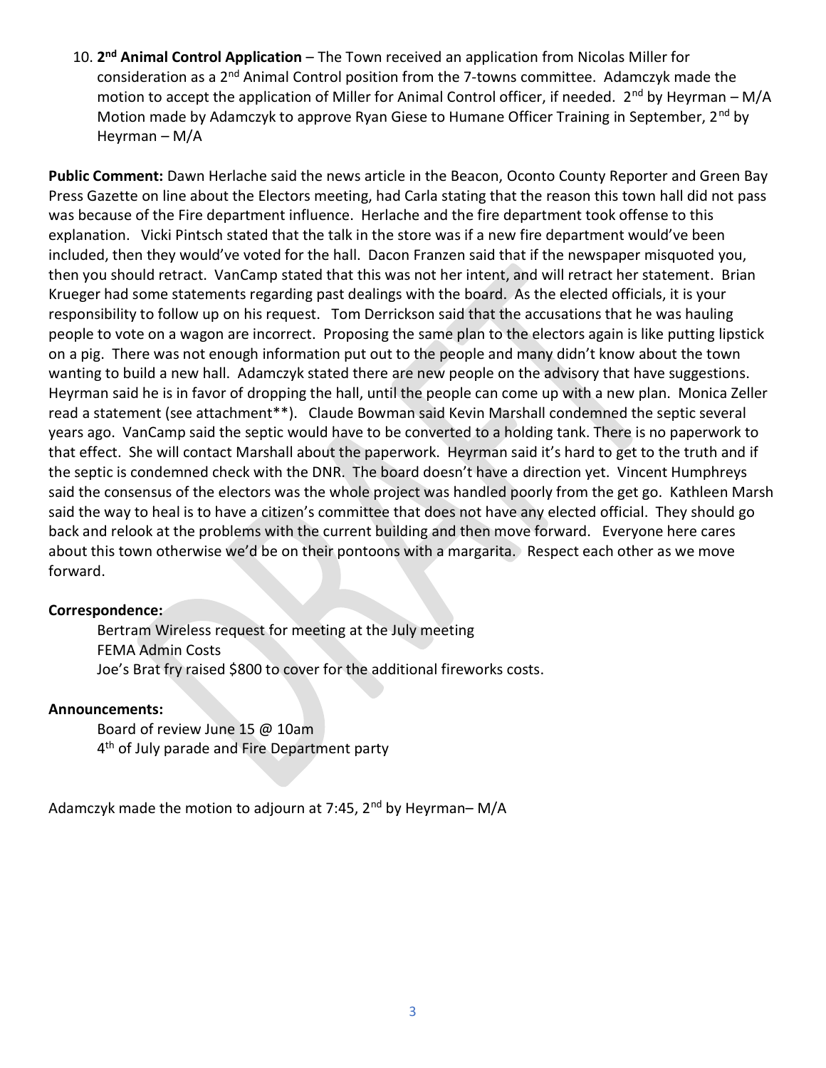10. **2nd Animal Control Application** – The Town received an application from Nicolas Miller for consideration as a 2nd Animal Control position from the 7-towns committee. Adamczyk made the motion to accept the application of Miller for Animal Control officer, if needed. 2nd by Heyrman – M/A Motion made by Adamczyk to approve Ryan Giese to Humane Officer Training in September, 2nd by Heyrman – M/A

**Public Comment:** Dawn Herlache said the news article in the Beacon, Oconto County Reporter and Green Bay Press Gazette on line about the Electors meeting, had Carla stating that the reason this town hall did not pass was because of the Fire department influence. Herlache and the fire department took offense to this explanation. Vicki Pintsch stated that the talk in the store was if a new fire department would've been included, then they would've voted for the hall. Dacon Franzen said that if the newspaper misquoted you, then you should retract. VanCamp stated that this was not her intent, and will retract her statement. Brian Krueger had some statements regarding past dealings with the board. As the elected officials, it is your responsibility to follow up on his request. Tom Derrickson said that the accusations that he was hauling people to vote on a wagon are incorrect. Proposing the same plan to the electors again is like putting lipstick on a pig. There was not enough information put out to the people and many didn't know about the town wanting to build a new hall. Adamczyk stated there are new people on the advisory that have suggestions. Heyrman said he is in favor of dropping the hall, until the people can come up with a new plan. Monica Zeller read a statement (see attachment**). Claude Bowman said Kevin Marshall condemned the septic several years ago. VanCamp said the septic would have to be converted to a holding tank. There is no paperwork to that effect. She will contact Marshall about the paperwork. Heyrman said it's hard to get to the truth and if the septic is condemned check with the DNR. The board doesn't have a direction yet. Vincent Humphreys said the consensus of the electors was the whole project was handled poorly from the get go. Kathleen Marsh said the way to heal is to have a citizen's committee that does not have any elected official. They should go back and relook at the problems with the current building and then move forward. Everyone here cares about this town otherwise we'd be on their pontoons with a margarita. Respect each other as we move forward.

**Correspondence:**

Bertram Wireless request for meeting at the July meeting
FEMA Admin Costs
Joe's Brat fry raised $800 to cover for the additional fireworks costs.

**Announcements:**

Board of review June 15 @ 10am
4th of July parade and Fire Department party

Adamczyk made the motion to adjourn at 7:45, 2nd by Heyrman– M/A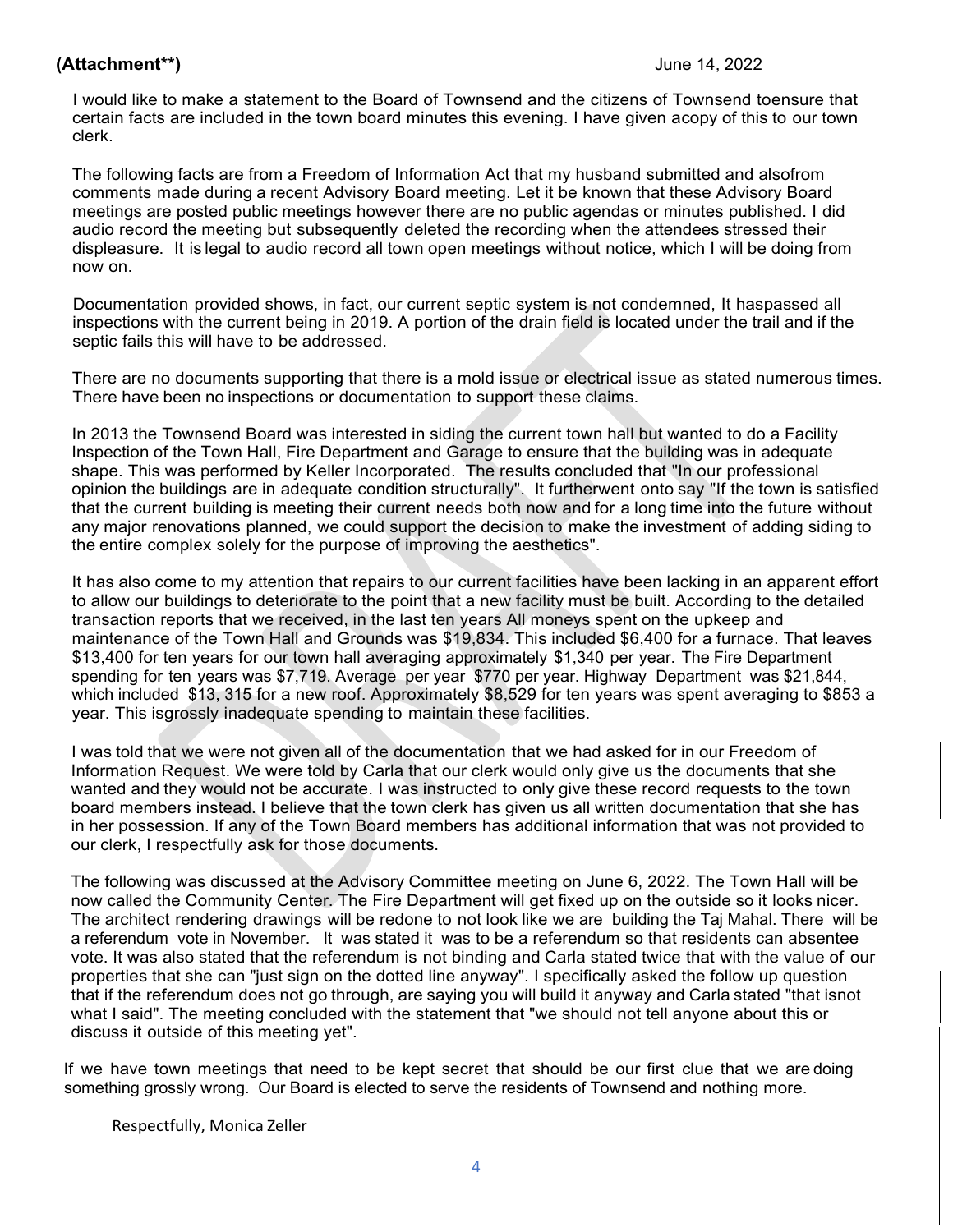**(Attachment**)** June 14, 2022

I would like to make a statement to the Board of Townsend and the citizens of Townsend toensure that certain facts are included in the town board minutes this evening. I have given acopy of this to our town clerk.

The following facts are from a Freedom of Information Act that my husband submitted and alsofrom comments made during a recent Advisory Board meeting. Let it be known that these Advisory Board meetings are posted public meetings however there are no public agendas or minutes published. I did audio record the meeting but subsequently deleted the recording when the attendees stressed their displeasure. It is legal to audio record all town open meetings without notice, which I will be doing from now on.

Documentation provided shows, in fact, our current septic system is not condemned, It haspassed all inspections with the current being in 2019. A portion of the drain field is located under the trail and if the septic fails this will have to be addressed.

There are no documents supporting that there is a mold issue or electrical issue as stated numerous times. There have been no inspections or documentation to support these claims.

In 2013 the Townsend Board was interested in siding the current town hall but wanted to do a Facility Inspection of the Town Hall, Fire Department and Garage to ensure that the building was in adequate shape. This was performed by Keller Incorporated. The results concluded that "In our professional opinion the buildings are in adequate condition structurally". It furtherwent onto say "If the town is satisfied that the current building is meeting their current needs both now and for a long time into the future without any major renovations planned, we could support the decision to make the investment of adding siding to the entire complex solely for the purpose of improving the aesthetics".

It has also come to my attention that repairs to our current facilities have been lacking in an apparent effort to allow our buildings to deteriorate to the point that a new facility must be built. According to the detailed transaction reports that we received, in the last ten years All moneys spent on the upkeep and maintenance of the Town Hall and Grounds was $19,834. This included $6,400 for a furnace. That leaves $13,400 for ten years for our town hall averaging approximately $1,340 per year. The Fire Department spending for ten years was $7,719. Average per year $770 per year. Highway Department was $21,844, which included $13, 315 for a new roof. Approximately $8,529 for ten years was spent averaging to $853 a year. This isgrossly inadequate spending to maintain these facilities.

I was told that we were not given all of the documentation that we had asked for in our Freedom of Information Request. We were told by Carla that our clerk would only give us the documents that she wanted and they would not be accurate. I was instructed to only give these record requests to the town board members instead. I believe that the town clerk has given us all written documentation that she has in her possession. If any of the Town Board members has additional information that was not provided to our clerk, I respectfully ask for those documents.

The following was discussed at the Advisory Committee meeting on June 6, 2022. The Town Hall will be now called the Community Center. The Fire Department will get fixed up on the outside so it looks nicer. The architect rendering drawings will be redone to not look like we are building the Taj Mahal. There will be a referendum vote in November. It was stated it was to be a referendum so that residents can absentee vote. It was also stated that the referendum is not binding and Carla stated twice that with the value of our properties that she can "just sign on the dotted line anyway". I specifically asked the follow up question that if the referendum does not go through, are saying you will build it anyway and Carla stated "that isnot what I said". The meeting concluded with the statement that "we should not tell anyone about this or discuss it outside of this meeting yet".

If we have town meetings that need to be kept secret that should be our first clue that we are doing something grossly wrong. Our Board is elected to serve the residents of Townsend and nothing more.

Respectfully, Monica Zeller